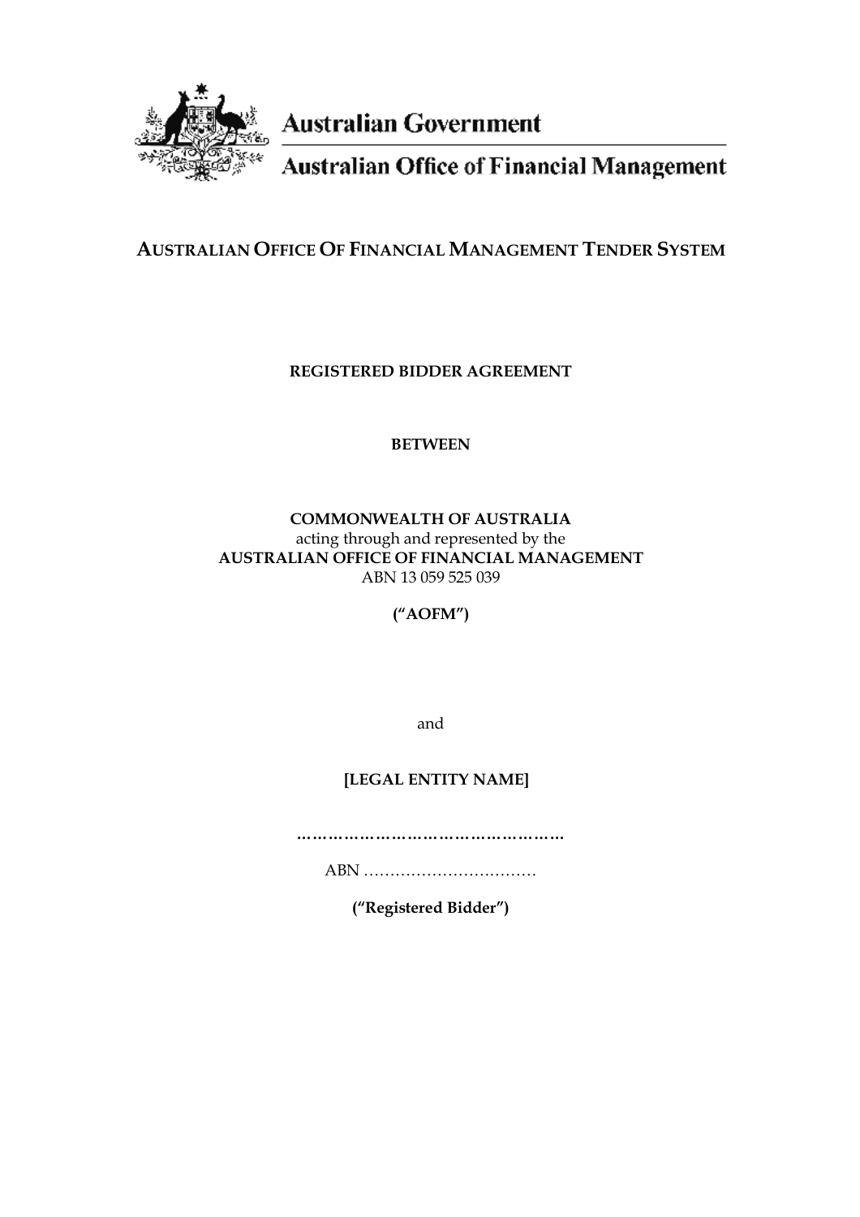Australian Government

Australian Office of Financial Management

# AUSTRALIAN OFFICE OF FINANCIAL MANAGEMENT TENDER SYSTEM

**REGISTERED BIDDER AGREEMENT**

**BETWEEN**

**COMMONWEALTH OF AUSTRALIA**
acting through and represented by the
**AUSTRALIAN OFFICE OF FINANCIAL MANAGEMENT**
ABN 13 059 525 039

**("AOFM")**

and

**[LEGAL ENTITY NAME]**

**……………………………………………**

ABN ……………………………

**("Registered Bidder")**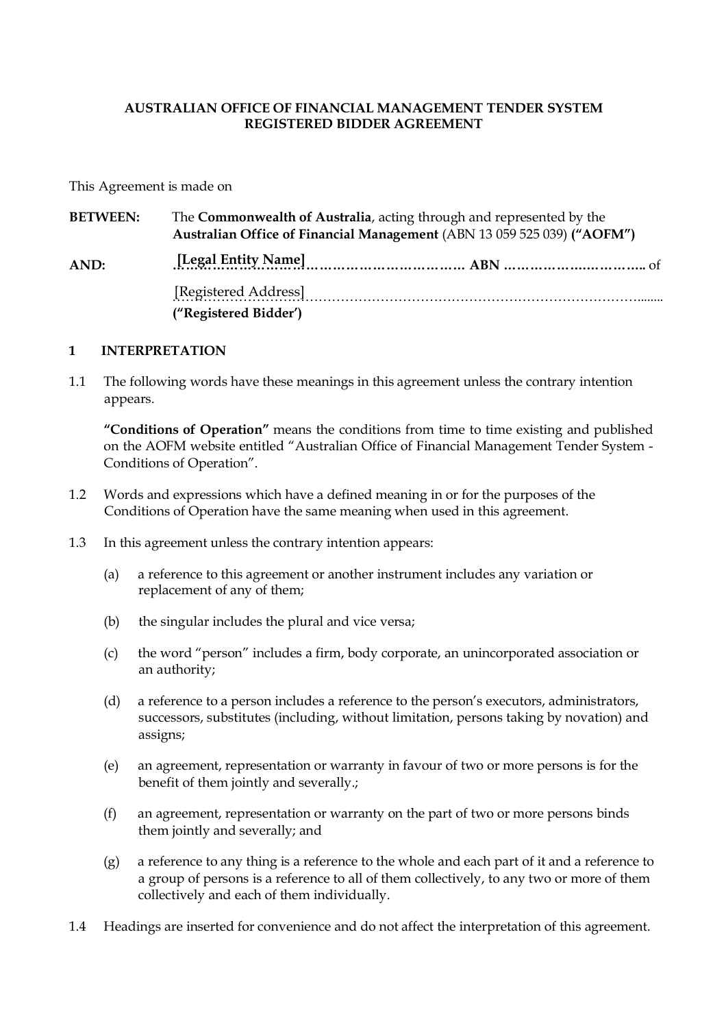**AUSTRALIAN OFFICE OF FINANCIAL MANAGEMENT TENDER SYSTEM REGISTERED BIDDER AGREEMENT**

This Agreement is made on

**BETWEEN:** The **Commonwealth of Australia**, acting through and represented by the **Australian Office of Financial Management** (ABN 13 059 525 039) **("AOFM")**

**AND:** **[Legal Entity Name]**………………………………… **ABN** …………………………… of [Registered Address]……………………………………………………………………........ **("Registered Bidder')**

## 1 INTERPRETATION

1.1 The following words have these meanings in this agreement unless the contrary intention appears.

**"Conditions of Operation"** means the conditions from time to time existing and published on the AOFM website entitled "Australian Office of Financial Management Tender System - Conditions of Operation".

1.2 Words and expressions which have a defined meaning in or for the purposes of the Conditions of Operation have the same meaning when used in this agreement.

1.3 In this agreement unless the contrary intention appears:

(a) a reference to this agreement or another instrument includes any variation or replacement of any of them;

(b) the singular includes the plural and vice versa;

(c) the word "person" includes a firm, body corporate, an unincorporated association or an authority;

(d) a reference to a person includes a reference to the person's executors, administrators, successors, substitutes (including, without limitation, persons taking by novation) and assigns;

(e) an agreement, representation or warranty in favour of two or more persons is for the benefit of them jointly and severally.;

(f) an agreement, representation or warranty on the part of two or more persons binds them jointly and severally; and

(g) a reference to any thing is a reference to the whole and each part of it and a reference to a group of persons is a reference to all of them collectively, to any two or more of them collectively and each of them individually.

1.4 Headings are inserted for convenience and do not affect the interpretation of this agreement.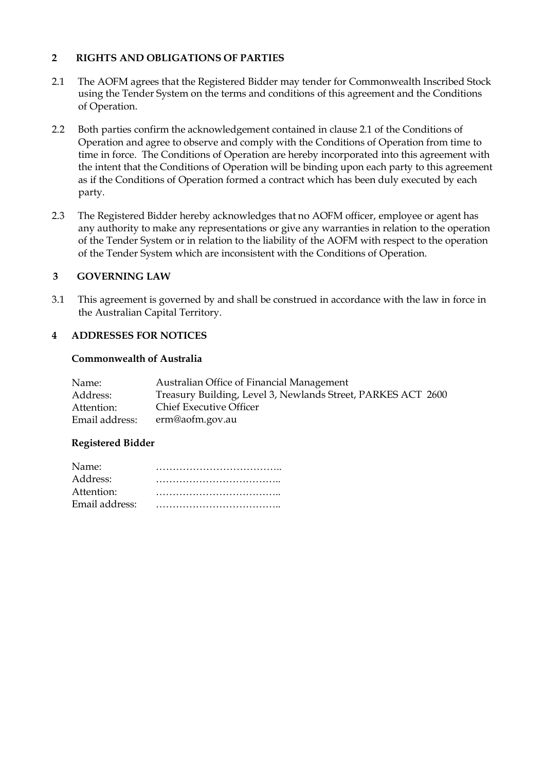## 2 RIGHTS AND OBLIGATIONS OF PARTIES

2.1 The AOFM agrees that the Registered Bidder may tender for Commonwealth Inscribed Stock using the Tender System on the terms and conditions of this agreement and the Conditions of Operation.

2.2 Both parties confirm the acknowledgement contained in clause 2.1 of the Conditions of Operation and agree to observe and comply with the Conditions of Operation from time to time in force. The Conditions of Operation are hereby incorporated into this agreement with the intent that the Conditions of Operation will be binding upon each party to this agreement as if the Conditions of Operation formed a contract which has been duly executed by each party.

2.3 The Registered Bidder hereby acknowledges that no AOFM officer, employee or agent has any authority to make any representations or give any warranties in relation to the operation of the Tender System or in relation to the liability of the AOFM with respect to the operation of the Tender System which are inconsistent with the Conditions of Operation.

## 3 GOVERNING LAW

3.1 This agreement is governed by and shall be construed in accordance with the law in force in the Australian Capital Territory.

## 4 ADDRESSES FOR NOTICES

**Commonwealth of Australia**

| | |
|---|---|
| Name: | Australian Office of Financial Management |
| Address: | Treasury Building, Level 3, Newlands Street, PARKES ACT 2600 |
| Attention: | Chief Executive Officer |
| Email address: | erm@aofm.gov.au |

**Registered Bidder**

| | |
|---|---|
| Name: | ……………………………….. |
| Address: | ……………………………….. |
| Attention: | ……………………………….. |
| Email address: | ……………………………….. |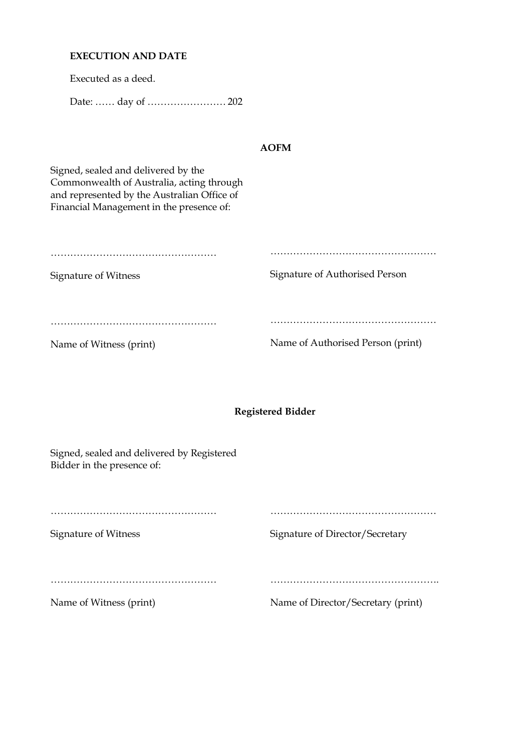**EXECUTION AND DATE**

Executed as a deed.

Date: …… day of …………………… 202

**AOFM**

Signed, sealed and delivered by the Commonwealth of Australia, acting through and represented by the Australian Office of Financial Management in the presence of:

| | |
|---|---|
| …………………………………………… | …………………………………………… |
| Signature of Witness | Signature of Authorised Person |
| …………………………………………… | …………………………………………… |
| Name of Witness (print) | Name of Authorised Person (print) |

**Registered Bidder**

Signed, sealed and delivered by Registered Bidder in the presence of:

| | |
|---|---|
| …………………………………………… | …………………………………………… |
| Signature of Witness | Signature of Director/Secretary |
| …………………………………………… | ……………………………………………. |
| Name of Witness (print) | Name of Director/Secretary (print) |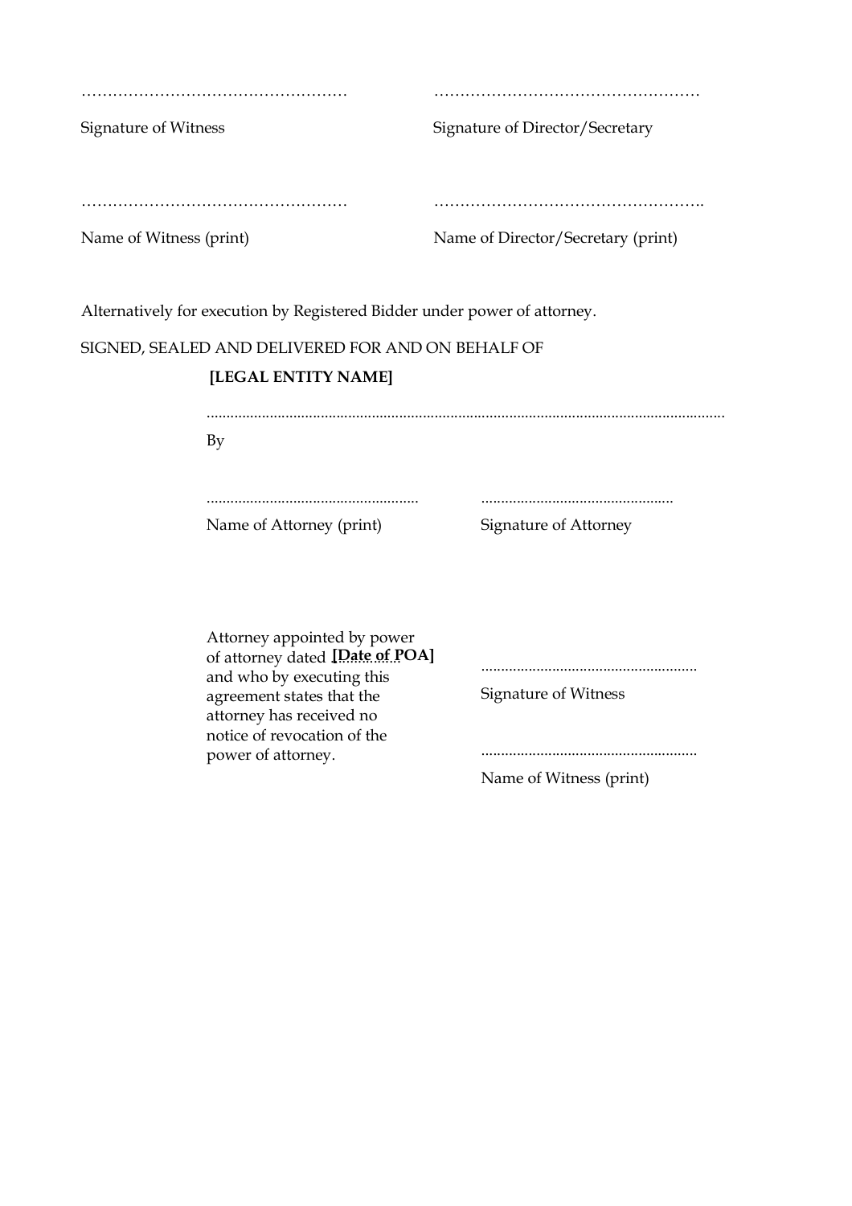| | |
|---|---|
| …………………………………………… | …………………………………………… |
| Signature of Witness | Signature of Director/Secretary |
| …………………………………………… | …………………………………………….. |
| Name of Witness (print) | Name of Director/Secretary (print) |

Alternatively for execution by Registered Bidder under power of attorney.

SIGNED, SEALED AND DELIVERED FOR AND ON BEHALF OF

**[LEGAL ENTITY NAME]**

..................................................................................................................................

By

| | |
|---|---|
| ..................................................... | ................................................ |
| Name of Attorney (print) | Signature of Attorney |

Attorney appointed by power of attorney dated **[Date of POA]** and who by executing this agreement states that the attorney has received no notice of revocation of the power of attorney.

......................................................

Signature of Witness

......................................................

Name of Witness (print)